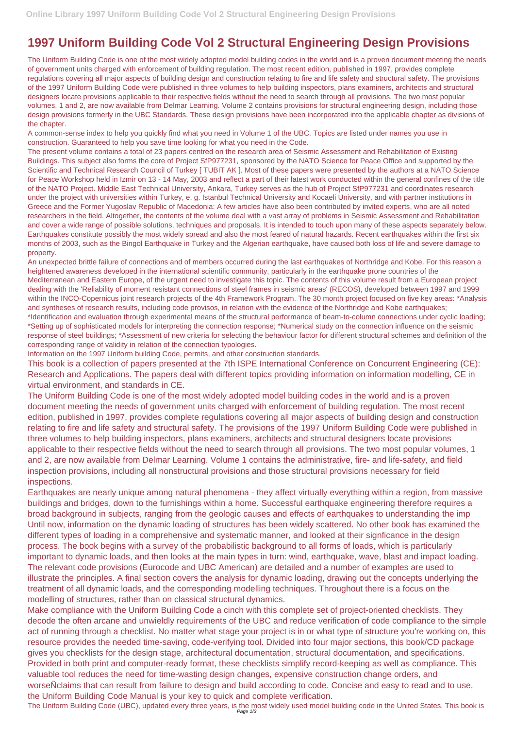# 1997 Uniform Building Code Vol 2 Structural Engineering Design Provisions

The Uniform Building Code is one of the most widely adopted model building codes in the world and is a proven document meeting the needs of government units charged with enforcement of building regulation. The most recent edition, published in 1997, provides complete regulations covering all major aspects of building design and construction relating to fire and life safety and structural safety. The provisions of the 1997 Uniform Building Code were published in three volumes to help building inspectors, plans examiners, architects and structural designers locate provisions applicable to their respective fields without the need to search through all provisions. The two most popular volumes, 1 and 2, are now available from Delmar Learning. Volume 2 contains provisions for structural engineering design, including those design provisions formerly in the UBC Standards. These design provisions have been incorporated into the applicable chapter as divisions of the chapter.

A common-sense index to help you quickly find what you need in Volume 1 of the UBC. Topics are listed under names you use in construction. Guaranteed to help you save time looking for what you need in the Code.

The present volume contains a total of 23 papers centred on the research area of Seismic Assessment and Rehabilitation of Existing Buildings. This subject also forms the core of Project SfP977231, sponsored by the NATO Science for Peace Office and supported by the Scientific and Technical Research Council of Turkey [ TUBIT AK ]. Most of these papers were presented by the authors at a NATO Science for Peace Workshop held in Izmir on 13 - 14 May, 2003 and reflect a part of their latest work conducted within the general confines of the title of the NATO Project. Middle East Technical University, Ankara, Turkey serves as the hub of Project SfP977231 and coordinates research under the project with universities within Turkey, e. g. Istanbul Technical University and Kocaeli University, and with partner institutions in Greece and the Former Yugoslav Republic of Macedonia: A few articles have also been contributed by invited experts, who are all noted researchers in the field. Altogether, the contents of the volume deal with a vast array of problems in Seismic Assessment and Rehabilitation and cover a wide range of possible solutions, techniques and proposals. It is intended to touch upon many of these aspects separately below. Earthquakes constitute possibly the most widely spread and also the most feared of natural hazards. Recent earthquakes within the first six months of 2003, such as the Bingol Earthquake in Turkey and the Algerian earthquake, have caused both loss of life and severe damage to property.

An unexpected brittle failure of connections and of members occurred during the last earthquakes of Northridge and Kobe. For this reason a heightened awareness developed in the international scientific community, particularly in the earthquake prone countries of the Mediterranean and Eastern Europe, of the urgent need to investigate this topic. The contents of this volume result from a European project dealing with the 'Reliability of moment resistant connections of steel frames in seismic areas' (RECOS), developed between 1997 and 1999 within the INCO-Copernicus joint research projects of the 4th Framework Program. The 30 month project focused on five key areas: *Analysis and syntheses of research results, including code provisos, in relation with the evidence of the Northridge and Kobe earthquakes; *Identification and evaluation through experimental means of the structural performance of beam-to-column connections under cyclic loading; *Setting up of sophisticated models for interpreting the connection response; *Numerical study on the connection influence on the seismic response of steel buildings; *Assessment of new criteria for selecting the behaviour factor for different structural schemes and definition of the corresponding range of validity in relation of the connection typologies.

Information on the 1997 Uniform building Code, permits, and other construction standards.

This book is a collection of papers presented at the 7th ISPE International Conference on Concurrent Engineering (CE): Research and Applications. The papers deal with different topics providing information on information modelling, CE in virtual environment, and standards in CE.

The Uniform Building Code is one of the most widely adopted model building codes in the world and is a proven document meeting the needs of government units charged with enforcement of building regulation. The most recent edition, published in 1997, provides complete regulations covering all major aspects of building design and construction relating to fire and life safety and structural safety. The provisions of the 1997 Uniform Building Code were published in three volumes to help building inspectors, plans examiners, architects and structural designers locate provisions applicable to their respective fields without the need to search through all provisions. The two most popular volumes, 1 and 2, are now available from Delmar Learning. Volume 1 contains the administrative, fire- and life-safety, and field inspection provisions, including all nonstructural provisions and those structural provisions necessary for field inspections.

Earthquakes are nearly unique among natural phenomena - they affect virtually everything within a region, from massive buildings and bridges, down to the furnishings within a home. Successful earthquake engineering therefore requires a broad background in subjects, ranging from the geologic causes and effects of earthquakes to understanding the imp Until now, information on the dynamic loading of structures has been widely scattered. No other book has examined the different types of loading in a comprehensive and systematic manner, and looked at their signficance in the design process. The book begins with a survey of the probabilistic background to all forms of loads, which is particularly important to dynamic loads, and then looks at the main types in turn: wind, earthquake, wave, blast and impact loading. The relevant code provisions (Eurocode and UBC American) are detailed and a number of examples are used to illustrate the principles. A final section covers the analysis for dynamic loading, drawing out the concepts underlying the treatment of all dynamic loads, and the corresponding modelling techniques. Throughout there is a focus on the modelling of structures, rather than on classical structural dynamics.

Make compliance with the Uniform Building Code a cinch with this complete set of project-oriented checklists. They decode the often arcane and unwieldly requirements of the UBC and reduce verification of code compliance to the simple act of running through a checklist. No matter what stage your project is in or what type of structure you're working on, this resource provides the needed time-saving, code-verifying tool. Divided into four major sections, this book/CD package gives you checklists for the design stage, architectural documentation, structural documentation, and specifications. Provided in both print and computer-ready format, these checklists simplify record-keeping as well as compliance. This valuable tool reduces the need for time-wasting design changes, expensive construction change orders, and worseÑclaims that can result from failure to design and build according to code. Concise and easy to read and to use, the Uniform Building Code Manual is your key to quick and complete verification.

The Uniform Building Code (UBC), updated every three years, is the most widely used model building code in the United States. This book is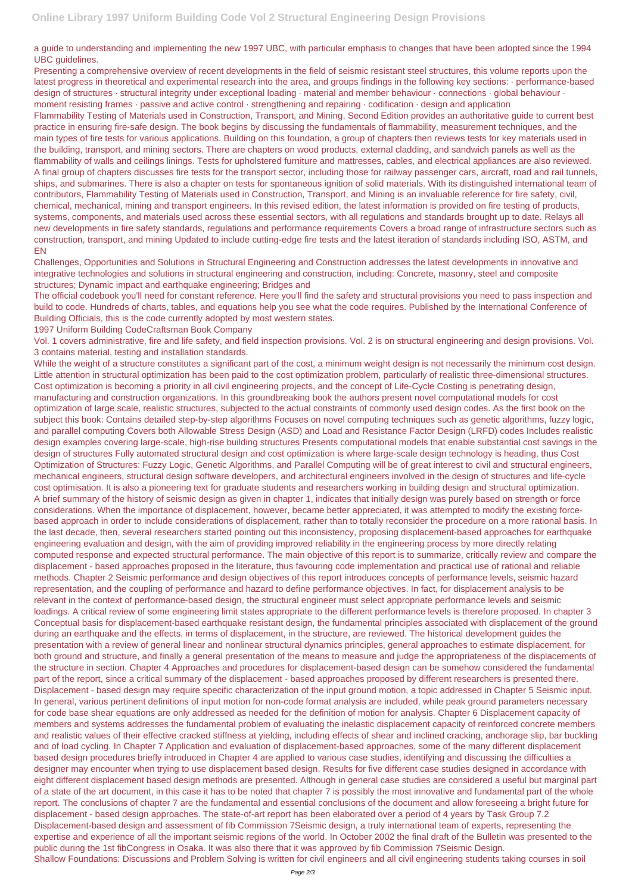a guide to understanding and implementing the new 1997 UBC, with particular emphasis to changes that have been adopted since the 1994 UBC guidelines.

Presenting a comprehensive overview of recent developments in the field of seismic resistant steel structures, this volume reports upon the latest progress in theoretical and experimental research into the area, and groups findings in the following key sections: · performance-based design of structures · structural integrity under exceptional loading · material and member behaviour · connections · global behaviour · moment resisting frames · passive and active control · strengthening and repairing · codification · design and application

Flammability Testing of Materials used in Construction, Transport, and Mining, Second Edition provides an authoritative guide to current best practice in ensuring fire-safe design. The book begins by discussing the fundamentals of flammability, measurement techniques, and the main types of fire tests for various applications. Building on this foundation, a group of chapters then reviews tests for key materials used in the building, transport, and mining sectors. There are chapters on wood products, external cladding, and sandwich panels as well as the flammability of walls and ceilings linings. Tests for upholstered furniture and mattresses, cables, and electrical appliances are also reviewed. A final group of chapters discusses fire tests for the transport sector, including those for railway passenger cars, aircraft, road and rail tunnels, ships, and submarines. There is also a chapter on tests for spontaneous ignition of solid materials. With its distinguished international team of contributors, Flammability Testing of Materials used in Construction, Transport, and Mining is an invaluable reference for fire safety, civil, chemical, mechanical, mining and transport engineers. In this revised edition, the latest information is provided on fire testing of products, systems, components, and materials used across these essential sectors, with all regulations and standards brought up to date. Relays all new developments in fire safety standards, regulations and performance requirements Covers a broad range of infrastructure sectors such as construction, transport, and mining Updated to include cutting-edge fire tests and the latest iteration of standards including ISO, ASTM, and EN

Challenges, Opportunities and Solutions in Structural Engineering and Construction addresses the latest developments in innovative and integrative technologies and solutions in structural engineering and construction, including: Concrete, masonry, steel and composite structures; Dynamic impact and earthquake engineering; Bridges and

The official codebook you'll need for constant reference. Here you'll find the safety and structural provisions you need to pass inspection and build to code. Hundreds of charts, tables, and equations help you see what the code requires. Published by the International Conference of Building Officials, this is the code currently adopted by most western states.

1997 Uniform Building CodeCraftsman Book Company

Vol. 1 covers administrative, fire and life safety, and field inspection provisions. Vol. 2 is on structural engineering and design provisions. Vol. 3 contains material, testing and installation standards.

While the weight of a structure constitutes a significant part of the cost, a minimum weight design is not necessarily the minimum cost design. Little attention in structural optimization has been paid to the cost optimization problem, particularly of realistic three-dimensional structures. Cost optimization is becoming a priority in all civil engineering projects, and the concept of Life-Cycle Costing is penetrating design, manufacturing and construction organizations. In this groundbreaking book the authors present novel computational models for cost optimization of large scale, realistic structures, subjected to the actual constraints of commonly used design codes. As the first book on the subject this book: Contains detailed step-by-step algorithms Focuses on novel computing techniques such as genetic algorithms, fuzzy logic, and parallel computing Covers both Allowable Stress Design (ASD) and Load and Resistance Factor Design (LRFD) codes Includes realistic design examples covering large-scale, high-rise building structures Presents computational models that enable substantial cost savings in the design of structures Fully automated structural design and cost optimization is where large-scale design technology is heading, thus Cost Optimization of Structures: Fuzzy Logic, Genetic Algorithms, and Parallel Computing will be of great interest to civil and structural engineers, mechanical engineers, structural design software developers, and architectural engineers involved in the design of structures and life-cycle cost optimisation. It is also a pioneering text for graduate students and researchers working in building design and structural optimization.

A brief summary of the history of seismic design as given in chapter 1, indicates that initially design was purely based on strength or force considerations. When the importance of displacement, however, became better appreciated, it was attempted to modify the existing force-based approach in order to include considerations of displacement, rather than to totally reconsider the procedure on a more rational basis. In the last decade, then, several researchers started pointing out this inconsistency, proposing displacement-based approaches for earthquake engineering evaluation and design, with the aim of providing improved reliability in the engineering process by more directly relating computed response and expected structural performance. The main objective of this report is to summarize, critically review and compare the displacement - based approaches proposed in the literature, thus favouring code implementation and practical use of rational and reliable methods. Chapter 2 Seismic performance and design objectives of this report introduces concepts of performance levels, seismic hazard representation, and the coupling of performance and hazard to define performance objectives. In fact, for displacement analysis to be relevant in the context of performance-based design, the structural engineer must select appropriate performance levels and seismic loadings. A critical review of some engineering limit states appropriate to the different performance levels is therefore proposed. In chapter 3 Conceptual basis for displacement-based earthquake resistant design, the fundamental principles associated with displacement of the ground during an earthquake and the effects, in terms of displacement, in the structure, are reviewed. The historical development guides the presentation with a review of general linear and nonlinear structural dynamics principles, general approaches to estimate displacement, for both ground and structure, and finally a general presentation of the means to measure and judge the appropriateness of the displacements of the structure in section. Chapter 4 Approaches and procedures for displacement-based design can be somehow considered the fundamental part of the report, since a critical summary of the displacement - based approaches proposed by different researchers is presented there. Displacement - based design may require specific characterization of the input ground motion, a topic addressed in Chapter 5 Seismic input. In general, various pertinent definitions of input motion for non-code format analysis are included, while peak ground parameters necessary for code base shear equations are only addressed as needed for the definition of motion for analysis. Chapter 6 Displacement capacity of members and systems addresses the fundamental problem of evaluating the inelastic displacement capacity of reinforced concrete members and realistic values of their effective cracked stiffness at yielding, including effects of shear and inclined cracking, anchorage slip, bar buckling and of load cycling. In Chapter 7 Application and evaluation of displacement-based approaches, some of the many different displacement based design procedures briefly introduced in Chapter 4 are applied to various case studies, identifying and discussing the difficulties a designer may encounter when trying to use displacement based design. Results for five different case studies designed in accordance with eight different displacement based design methods are presented. Although in general case studies are considered a useful but marginal part of a state of the art document, in this case it has to be noted that chapter 7 is possibly the most innovative and fundamental part of the whole report. The conclusions of chapter 7 are the fundamental and essential conclusions of the document and allow foreseeing a bright future for displacement - based design approaches. The state-of-art report has been elaborated over a period of 4 years by Task Group 7.2 Displacement-based design and assessment of fib Commission 7Seismic design, a truly international team of experts, representing the expertise and experience of all the important seismic regions of the world. In October 2002 the final draft of the Bulletin was presented to the public during the 1st fibCongress in Osaka. It was also there that it was approved by fib Commission 7Seismic Design.

Shallow Foundations: Discussions and Problem Solving is written for civil engineers and all civil engineering students taking courses in soil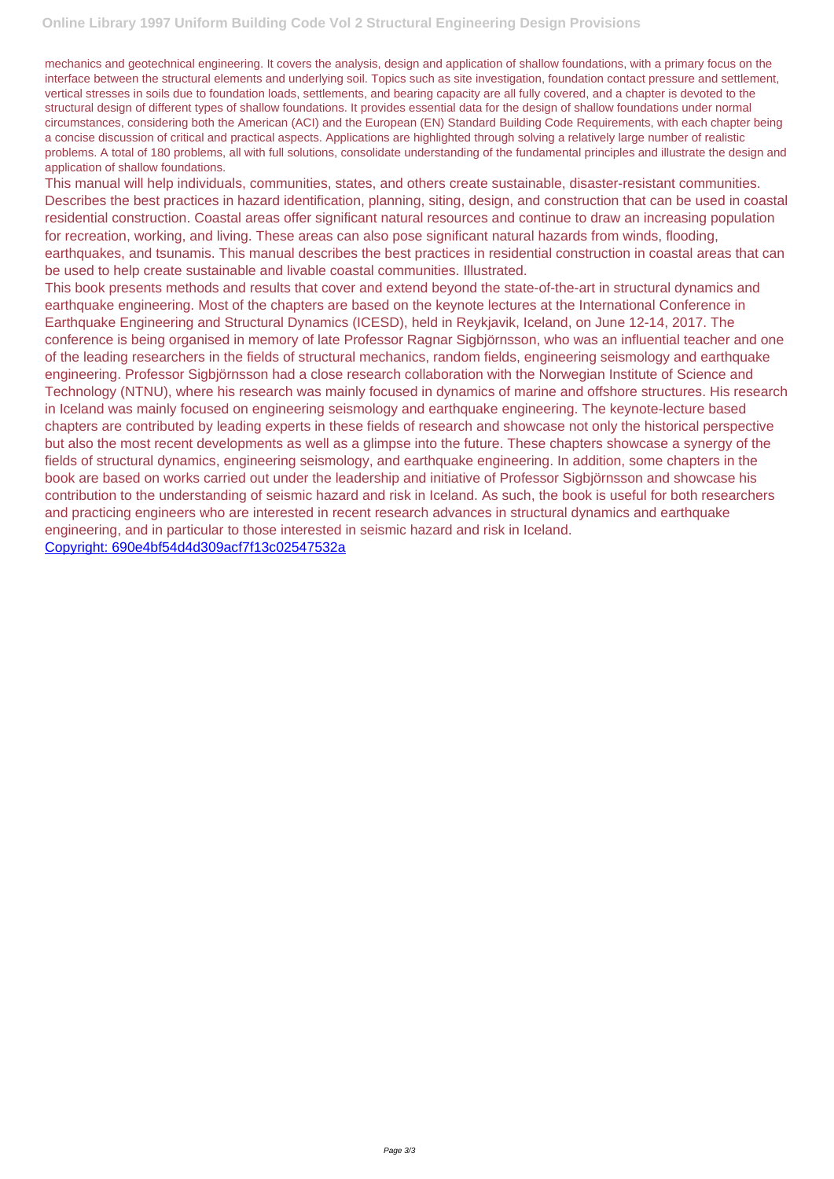mechanics and geotechnical engineering. It covers the analysis, design and application of shallow foundations, with a primary focus on the interface between the structural elements and underlying soil. Topics such as site investigation, foundation contact pressure and settlement, vertical stresses in soils due to foundation loads, settlements, and bearing capacity are all fully covered, and a chapter is devoted to the structural design of different types of shallow foundations. It provides essential data for the design of shallow foundations under normal circumstances, considering both the American (ACI) and the European (EN) Standard Building Code Requirements, with each chapter being a concise discussion of critical and practical aspects. Applications are highlighted through solving a relatively large number of realistic problems. A total of 180 problems, all with full solutions, consolidate understanding of the fundamental principles and illustrate the design and application of shallow foundations.

This manual will help individuals, communities, states, and others create sustainable, disaster-resistant communities. Describes the best practices in hazard identification, planning, siting, design, and construction that can be used in coastal residential construction. Coastal areas offer significant natural resources and continue to draw an increasing population for recreation, working, and living. These areas can also pose significant natural hazards from winds, flooding, earthquakes, and tsunamis. This manual describes the best practices in residential construction in coastal areas that can be used to help create sustainable and livable coastal communities. Illustrated.

This book presents methods and results that cover and extend beyond the state-of-the-art in structural dynamics and earthquake engineering. Most of the chapters are based on the keynote lectures at the International Conference in Earthquake Engineering and Structural Dynamics (ICESD), held in Reykjavik, Iceland, on June 12-14, 2017. The conference is being organised in memory of late Professor Ragnar Sigbjörnsson, who was an influential teacher and one of the leading researchers in the fields of structural mechanics, random fields, engineering seismology and earthquake engineering. Professor Sigbjörnsson had a close research collaboration with the Norwegian Institute of Science and Technology (NTNU), where his research was mainly focused in dynamics of marine and offshore structures. His research in Iceland was mainly focused on engineering seismology and earthquake engineering. The keynote-lecture based chapters are contributed by leading experts in these fields of research and showcase not only the historical perspective but also the most recent developments as well as a glimpse into the future. These chapters showcase a synergy of the fields of structural dynamics, engineering seismology, and earthquake engineering. In addition, some chapters in the book are based on works carried out under the leadership and initiative of Professor Sigbjörnsson and showcase his contribution to the understanding of seismic hazard and risk in Iceland. As such, the book is useful for both researchers and practicing engineers who are interested in recent research advances in structural dynamics and earthquake engineering, and in particular to those interested in seismic hazard and risk in Iceland.

Copyright: 690e4bf54d4d309acf7f13c02547532a